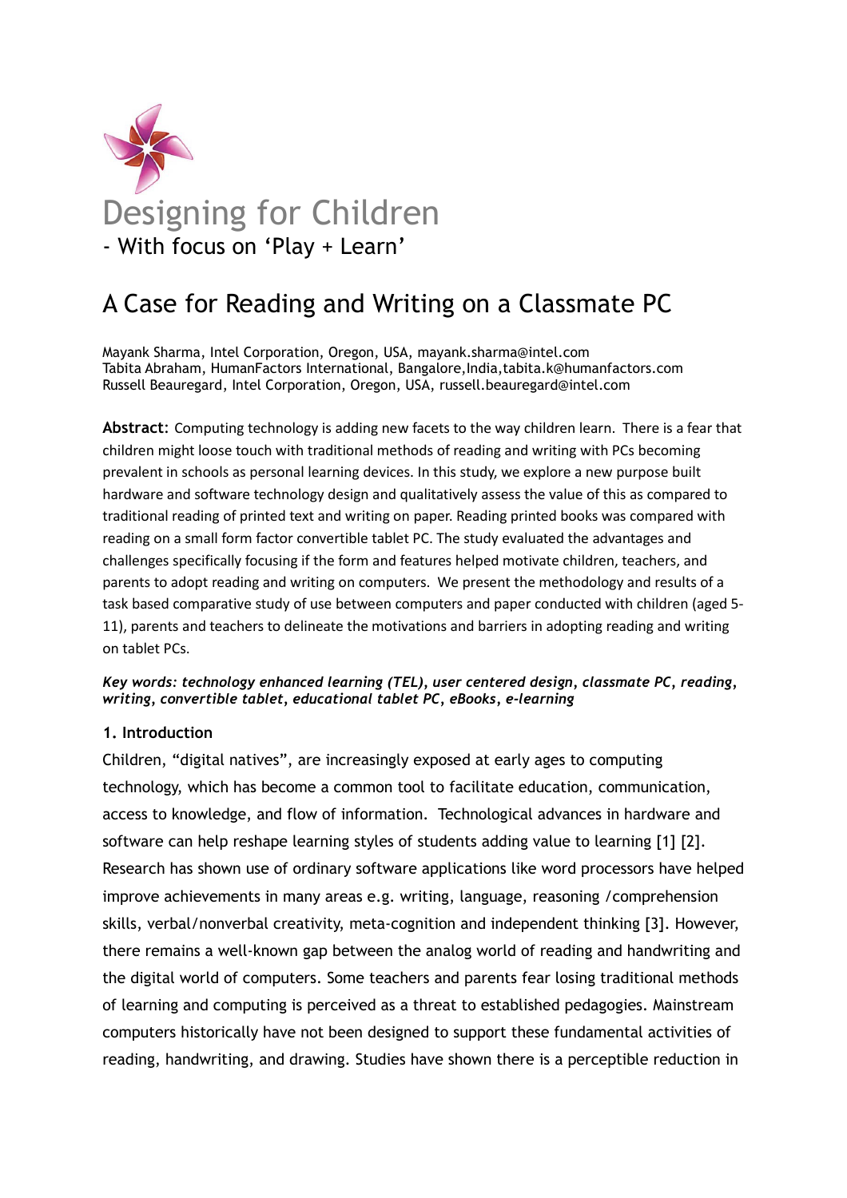# Designing for Children

## - With focus on 'Play + Learn'

## A Case for Reading and Writing on a Classmate PC

Mayank Sharma, Intel Corporation, Oregon, USA, mayank.sharma@intel.com
Tabita Abraham, HumanFactors International, Bangalore,India,tabita.k@humanfactors.com
Russell Beauregard, Intel Corporation, Oregon, USA, russell.beauregard@intel.com

**Abstract**: Computing technology is adding new facets to the way children learn. There is a fear that children might loose touch with traditional methods of reading and writing with PCs becoming prevalent in schools as personal learning devices. In this study, we explore a new purpose built hardware and software technology design and qualitatively assess the value of this as compared to traditional reading of printed text and writing on paper. Reading printed books was compared with reading on a small form factor convertible tablet PC. The study evaluated the advantages and challenges specifically focusing if the form and features helped motivate children, teachers, and parents to adopt reading and writing on computers. We present the methodology and results of a task based comparative study of use between computers and paper conducted with children (aged 5-11), parents and teachers to delineate the motivations and barriers in adopting reading and writing on tablet PCs.

***Key words: technology enhanced learning (TEL), user centered design, classmate PC, reading, writing, convertible tablet, educational tablet PC, eBooks, e-learning***

### 1. Introduction

Children, "digital natives", are increasingly exposed at early ages to computing technology, which has become a common tool to facilitate education, communication, access to knowledge, and flow of information. Technological advances in hardware and software can help reshape learning styles of students adding value to learning [1] [2]. Research has shown use of ordinary software applications like word processors have helped improve achievements in many areas e.g. writing, language, reasoning /comprehension skills, verbal/nonverbal creativity, meta-cognition and independent thinking [3]. However, there remains a well-known gap between the analog world of reading and handwriting and the digital world of computers. Some teachers and parents fear losing traditional methods of learning and computing is perceived as a threat to established pedagogies. Mainstream computers historically have not been designed to support these fundamental activities of reading, handwriting, and drawing. Studies have shown there is a perceptible reduction in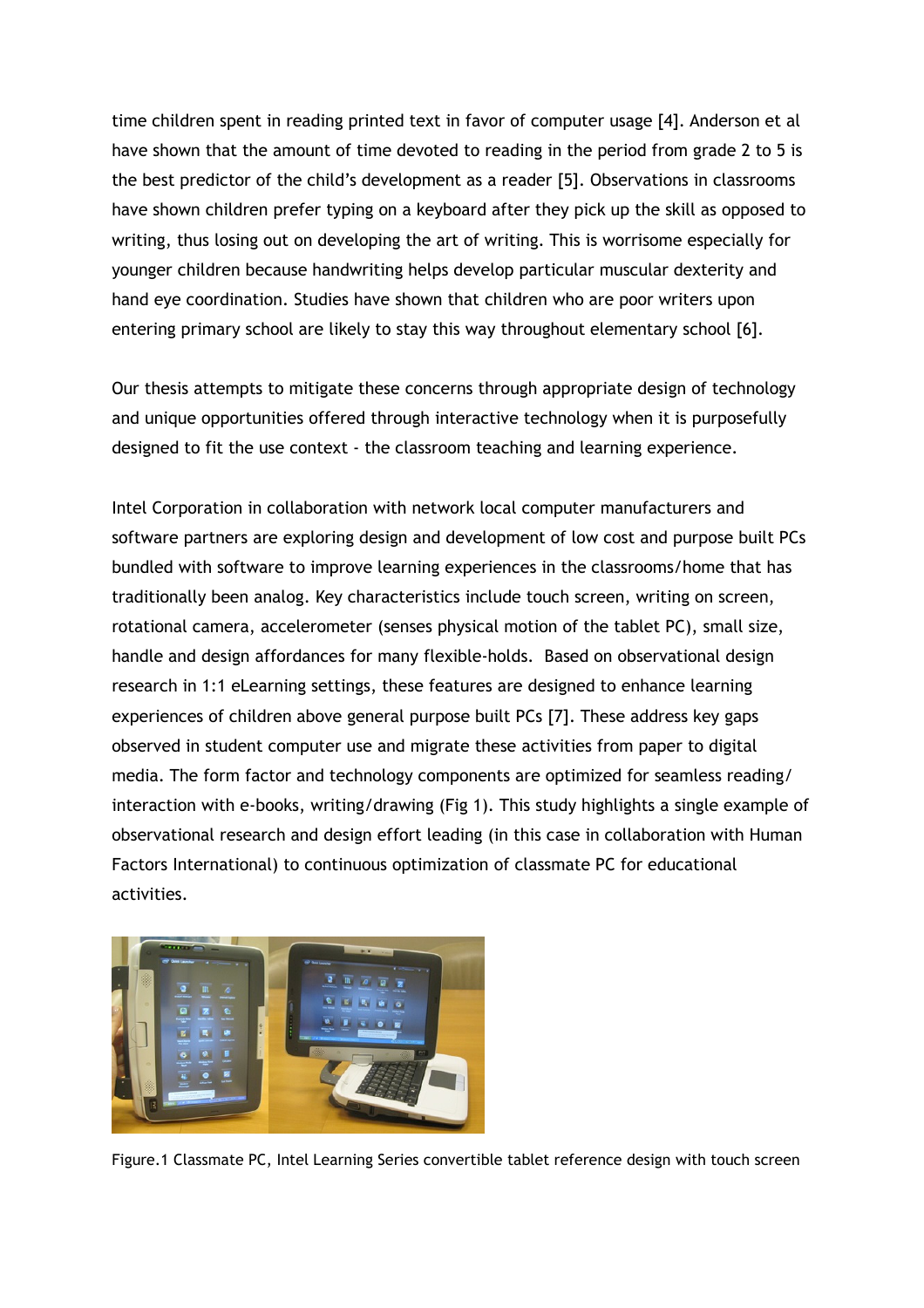time children spent in reading printed text in favor of computer usage [4]. Anderson et al have shown that the amount of time devoted to reading in the period from grade 2 to 5 is the best predictor of the child's development as a reader [5]. Observations in classrooms have shown children prefer typing on a keyboard after they pick up the skill as opposed to writing, thus losing out on developing the art of writing. This is worrisome especially for younger children because handwriting helps develop particular muscular dexterity and hand eye coordination. Studies have shown that children who are poor writers upon entering primary school are likely to stay this way throughout elementary school [6].

Our thesis attempts to mitigate these concerns through appropriate design of technology and unique opportunities offered through interactive technology when it is purposefully designed to fit the use context - the classroom teaching and learning experience.

Intel Corporation in collaboration with network local computer manufacturers and software partners are exploring design and development of low cost and purpose built PCs bundled with software to improve learning experiences in the classrooms/home that has traditionally been analog. Key characteristics include touch screen, writing on screen, rotational camera, accelerometer (senses physical motion of the tablet PC), small size, handle and design affordances for many flexible-holds. Based on observational design research in 1:1 eLearning settings, these features are designed to enhance learning experiences of children above general purpose built PCs [7]. These address key gaps observed in student computer use and migrate these activities from paper to digital media. The form factor and technology components are optimized for seamless reading/ interaction with e-books, writing/drawing (Fig 1). This study highlights a single example of observational research and design effort leading (in this case in collaboration with Human Factors International) to continuous optimization of classmate PC for educational activities.

Figure.1 Classmate PC, Intel Learning Series convertible tablet reference design with touch screen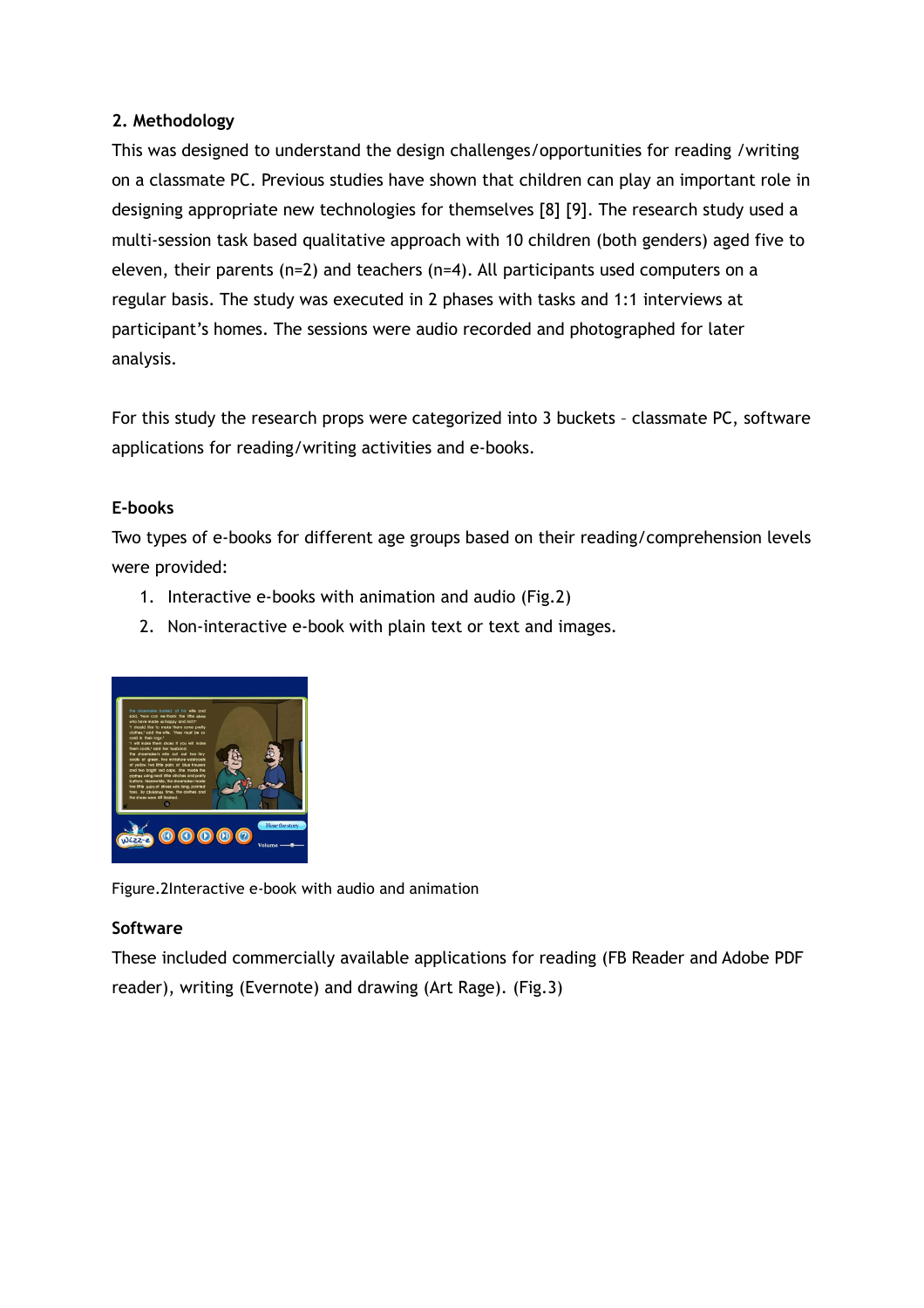## 2. Methodology

This was designed to understand the design challenges/opportunities for reading /writing on a classmate PC. Previous studies have shown that children can play an important role in designing appropriate new technologies for themselves [8] [9]. The research study used a multi-session task based qualitative approach with 10 children (both genders) aged five to eleven, their parents (n=2) and teachers (n=4). All participants used computers on a regular basis. The study was executed in 2 phases with tasks and 1:1 interviews at participant's homes. The sessions were audio recorded and photographed for later analysis.

For this study the research props were categorized into 3 buckets – classmate PC, software applications for reading/writing activities and e-books.

### E-books

Two types of e-books for different age groups based on their reading/comprehension levels were provided:

1. Interactive e-books with animation and audio (Fig.2)
2. Non-interactive e-book with plain text or text and images.

Figure.2Interactive e-book with audio and animation

### Software

These included commercially available applications for reading (FB Reader and Adobe PDF reader), writing (Evernote) and drawing (Art Rage). (Fig.3)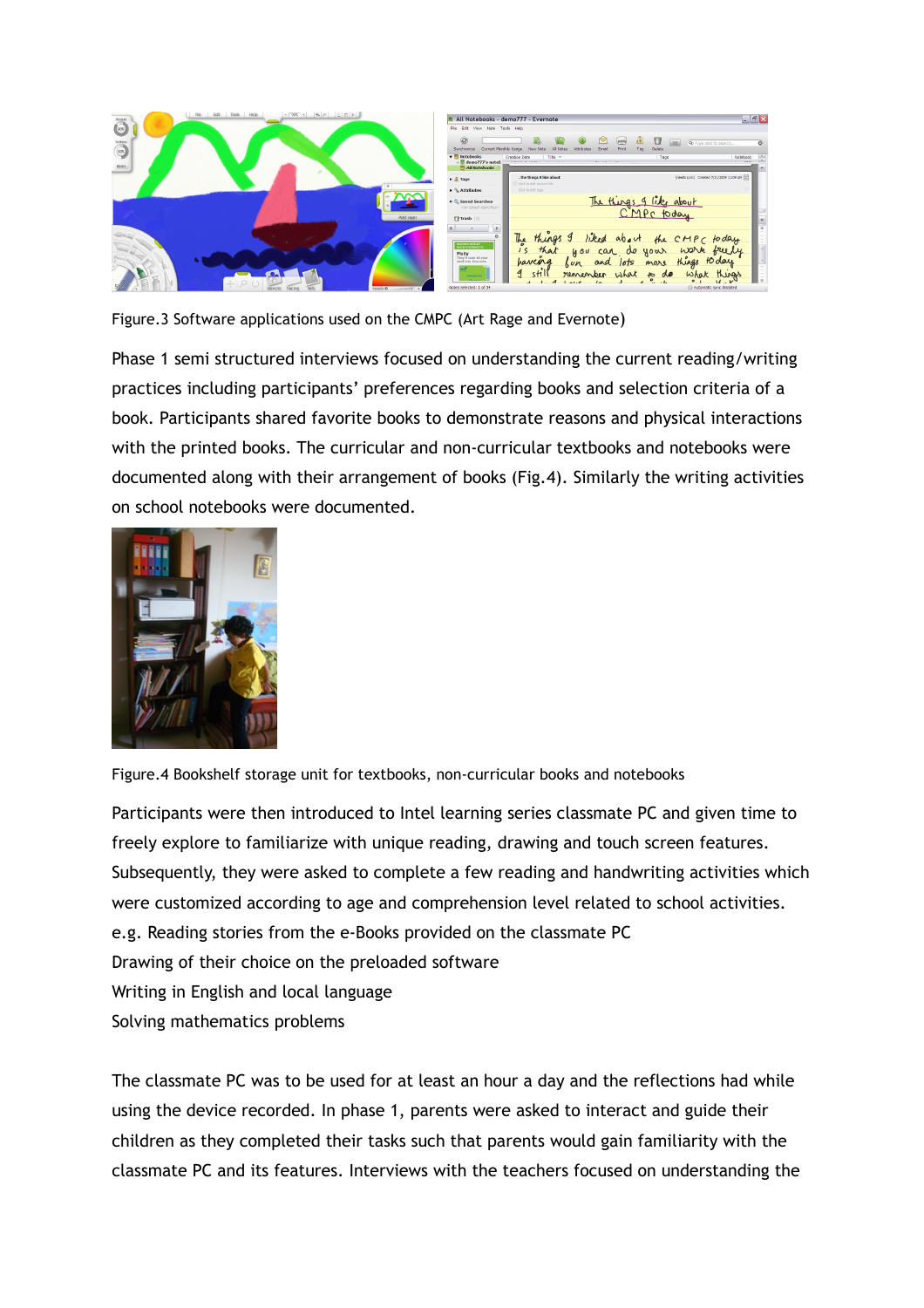Figure.3 Software applications used on the CMPC (Art Rage and Evernote)

Phase 1 semi structured interviews focused on understanding the current reading/writing practices including participants' preferences regarding books and selection criteria of a book. Participants shared favorite books to demonstrate reasons and physical interactions with the printed books. The curricular and non-curricular textbooks and notebooks were documented along with their arrangement of books (Fig.4). Similarly the writing activities on school notebooks were documented.

Figure.4 Bookshelf storage unit for textbooks, non-curricular books and notebooks

Participants were then introduced to Intel learning series classmate PC and given time to freely explore to familiarize with unique reading, drawing and touch screen features. Subsequently, they were asked to complete a few reading and handwriting activities which were customized according to age and comprehension level related to school activities.
e.g. Reading stories from the e-Books provided on the classmate PC
Drawing of their choice on the preloaded software
Writing in English and local language
Solving mathematics problems

The classmate PC was to be used for at least an hour a day and the reflections had while using the device recorded. In phase 1, parents were asked to interact and guide their children as they completed their tasks such that parents would gain familiarity with the classmate PC and its features. Interviews with the teachers focused on understanding the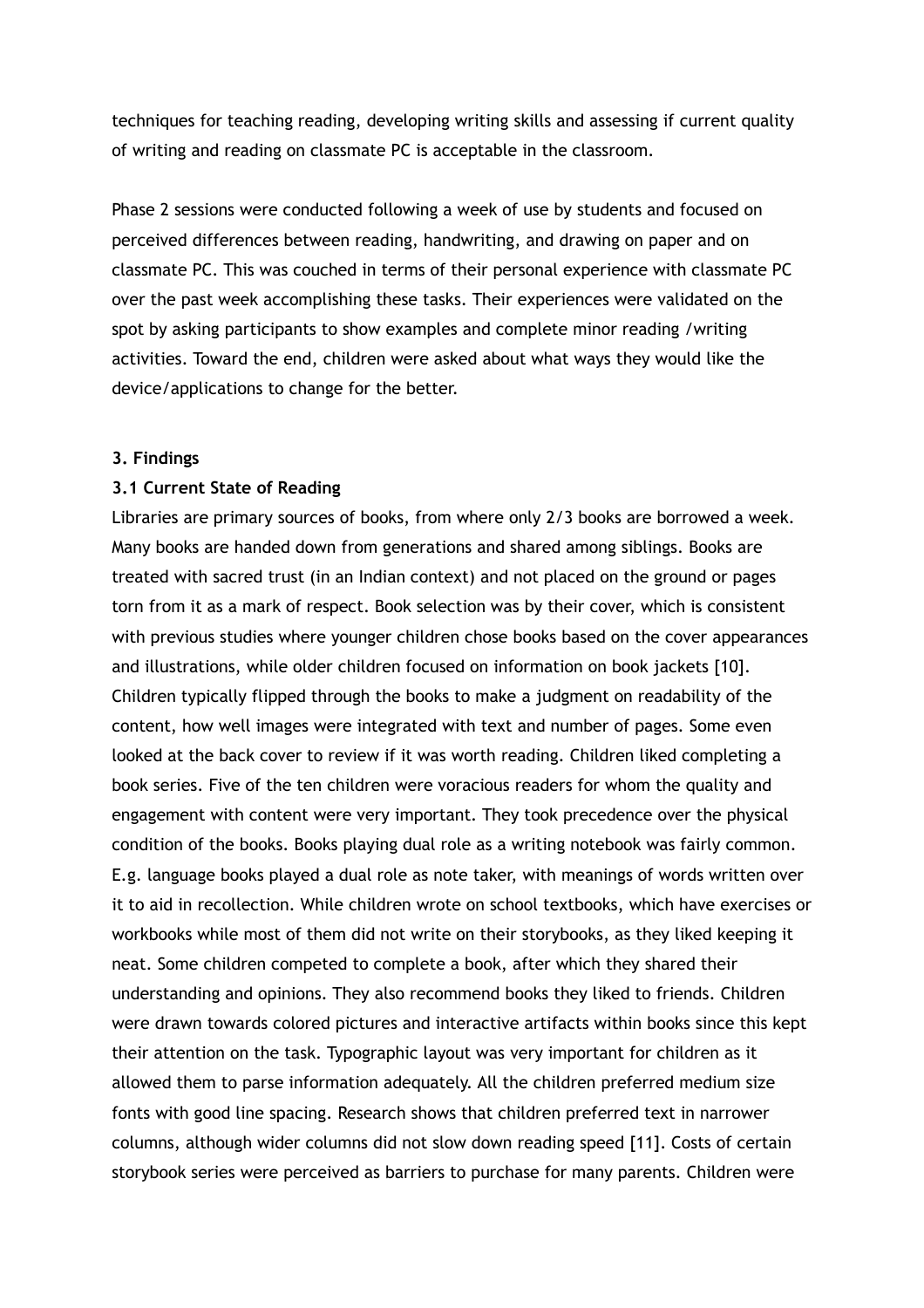techniques for teaching reading, developing writing skills and assessing if current quality of writing and reading on classmate PC is acceptable in the classroom.

Phase 2 sessions were conducted following a week of use by students and focused on perceived differences between reading, handwriting, and drawing on paper and on classmate PC. This was couched in terms of their personal experience with classmate PC over the past week accomplishing these tasks. Their experiences were validated on the spot by asking participants to show examples and complete minor reading /writing activities. Toward the end, children were asked about what ways they would like the device/applications to change for the better.

### 3. Findings

### 3.1 Current State of Reading

Libraries are primary sources of books, from where only 2/3 books are borrowed a week. Many books are handed down from generations and shared among siblings. Books are treated with sacred trust (in an Indian context) and not placed on the ground or pages torn from it as a mark of respect. Book selection was by their cover, which is consistent with previous studies where younger children chose books based on the cover appearances and illustrations, while older children focused on information on book jackets [10]. Children typically flipped through the books to make a judgment on readability of the content, how well images were integrated with text and number of pages. Some even looked at the back cover to review if it was worth reading. Children liked completing a book series. Five of the ten children were voracious readers for whom the quality and engagement with content were very important. They took precedence over the physical condition of the books. Books playing dual role as a writing notebook was fairly common. E.g. language books played a dual role as note taker, with meanings of words written over it to aid in recollection. While children wrote on school textbooks, which have exercises or workbooks while most of them did not write on their storybooks, as they liked keeping it neat. Some children competed to complete a book, after which they shared their understanding and opinions. They also recommend books they liked to friends. Children were drawn towards colored pictures and interactive artifacts within books since this kept their attention on the task. Typographic layout was very important for children as it allowed them to parse information adequately. All the children preferred medium size fonts with good line spacing. Research shows that children preferred text in narrower columns, although wider columns did not slow down reading speed [11]. Costs of certain storybook series were perceived as barriers to purchase for many parents. Children were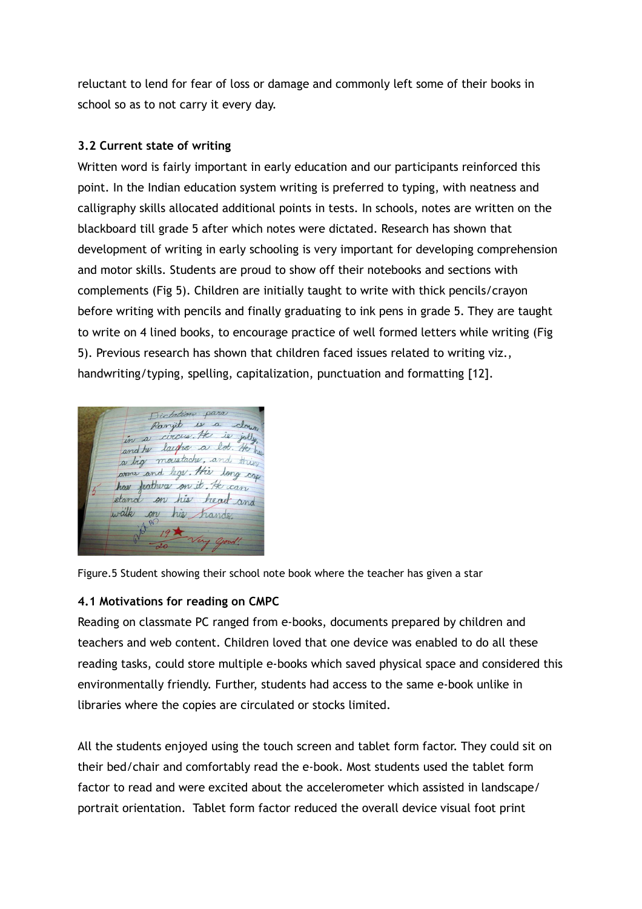reluctant to lend for fear of loss or damage and commonly left some of their books in school so as to not carry it every day.

### 3.2 Current state of writing

Written word is fairly important in early education and our participants reinforced this point. In the Indian education system writing is preferred to typing, with neatness and calligraphy skills allocated additional points in tests. In schools, notes are written on the blackboard till grade 5 after which notes were dictated. Research has shown that development of writing in early schooling is very important for developing comprehension and motor skills. Students are proud to show off their notebooks and sections with complements (Fig 5). Children are initially taught to write with thick pencils/crayon before writing with pencils and finally graduating to ink pens in grade 5. They are taught to write on 4 lined books, to encourage practice of well formed letters while writing (Fig 5). Previous research has shown that children faced issues related to writing viz., handwriting/typing, spelling, capitalization, punctuation and formatting [12].

Figure.5 Student showing their school note book where the teacher has given a star

### 4.1 Motivations for reading on CMPC

Reading on classmate PC ranged from e-books, documents prepared by children and teachers and web content. Children loved that one device was enabled to do all these reading tasks, could store multiple e-books which saved physical space and considered this environmentally friendly. Further, students had access to the same e-book unlike in libraries where the copies are circulated or stocks limited.

All the students enjoyed using the touch screen and tablet form factor. They could sit on their bed/chair and comfortably read the e-book. Most students used the tablet form factor to read and were excited about the accelerometer which assisted in landscape/ portrait orientation. Tablet form factor reduced the overall device visual foot print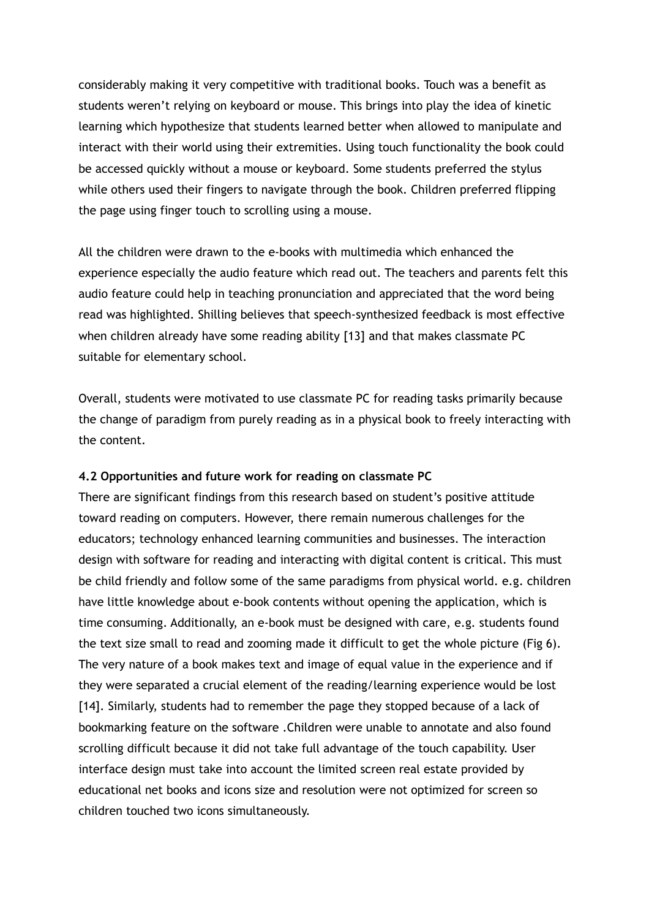considerably making it very competitive with traditional books. Touch was a benefit as students weren't relying on keyboard or mouse. This brings into play the idea of kinetic learning which hypothesize that students learned better when allowed to manipulate and interact with their world using their extremities. Using touch functionality the book could be accessed quickly without a mouse or keyboard. Some students preferred the stylus while others used their fingers to navigate through the book. Children preferred flipping the page using finger touch to scrolling using a mouse.

All the children were drawn to the e-books with multimedia which enhanced the experience especially the audio feature which read out. The teachers and parents felt this audio feature could help in teaching pronunciation and appreciated that the word being read was highlighted. Shilling believes that speech-synthesized feedback is most effective when children already have some reading ability [13] and that makes classmate PC suitable for elementary school.

Overall, students were motivated to use classmate PC for reading tasks primarily because the change of paradigm from purely reading as in a physical book to freely interacting with the content.

**4.2 Opportunities and future work for reading on classmate PC**

There are significant findings from this research based on student's positive attitude toward reading on computers. However, there remain numerous challenges for the educators; technology enhanced learning communities and businesses. The interaction design with software for reading and interacting with digital content is critical. This must be child friendly and follow some of the same paradigms from physical world. e.g. children have little knowledge about e-book contents without opening the application, which is time consuming. Additionally, an e-book must be designed with care, e.g. students found the text size small to read and zooming made it difficult to get the whole picture (Fig 6). The very nature of a book makes text and image of equal value in the experience and if they were separated a crucial element of the reading/learning experience would be lost [14]. Similarly, students had to remember the page they stopped because of a lack of bookmarking feature on the software .Children were unable to annotate and also found scrolling difficult because it did not take full advantage of the touch capability. User interface design must take into account the limited screen real estate provided by educational net books and icons size and resolution were not optimized for screen so children touched two icons simultaneously.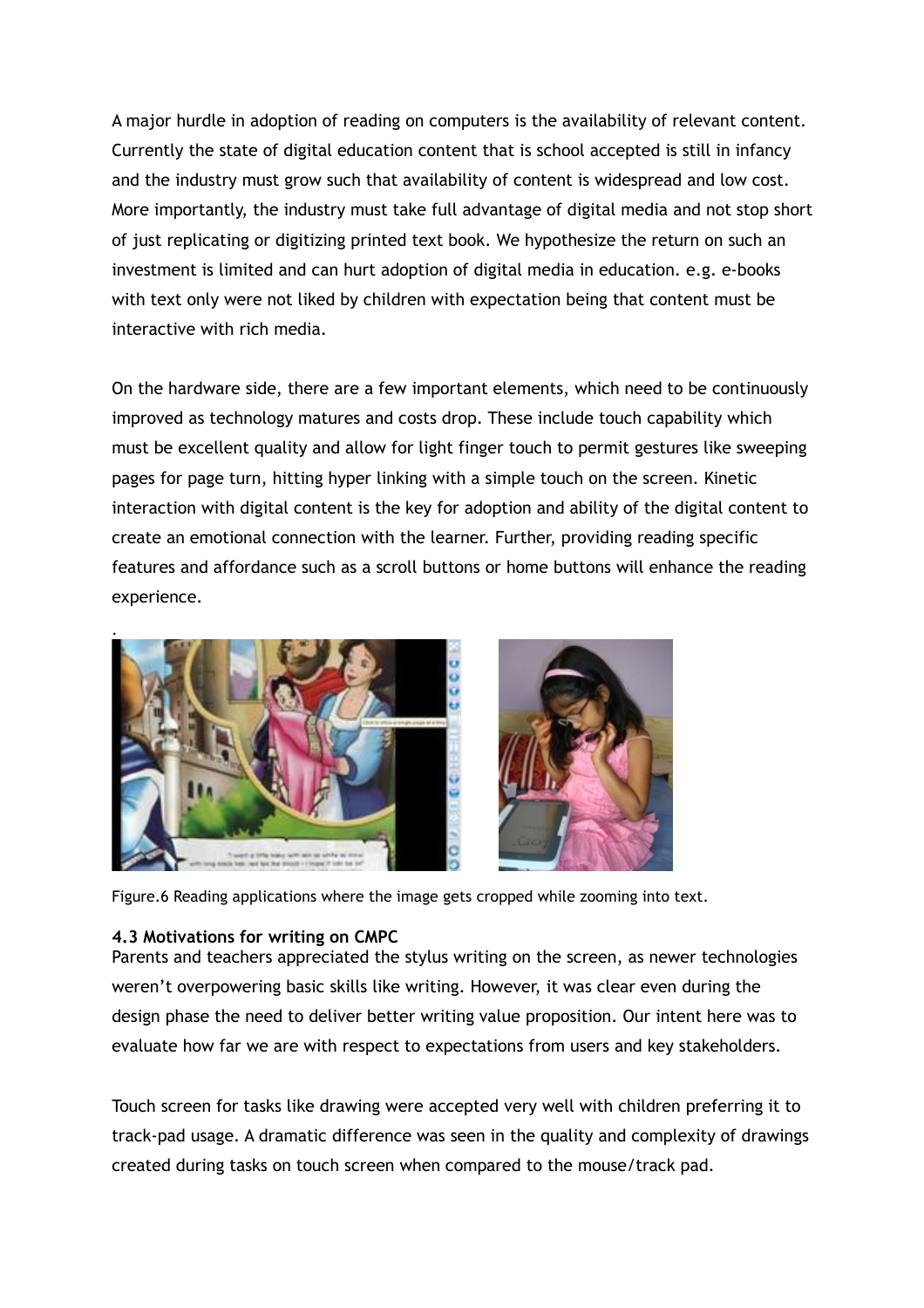A major hurdle in adoption of reading on computers is the availability of relevant content. Currently the state of digital education content that is school accepted is still in infancy and the industry must grow such that availability of content is widespread and low cost. More importantly, the industry must take full advantage of digital media and not stop short of just replicating or digitizing printed text book. We hypothesize the return on such an investment is limited and can hurt adoption of digital media in education. e.g. e-books with text only were not liked by children with expectation being that content must be interactive with rich media.

On the hardware side, there are a few important elements, which need to be continuously improved as technology matures and costs drop. These include touch capability which must be excellent quality and allow for light finger touch to permit gestures like sweeping pages for page turn, hitting hyper linking with a simple touch on the screen. Kinetic interaction with digital content is the key for adoption and ability of the digital content to create an emotional connection with the learner. Further, providing reading specific features and affordance such as a scroll buttons or home buttons will enhance the reading experience.

Figure.6 Reading applications where the image gets cropped while zooming into text.

**4.3 Motivations for writing on CMPC**

Parents and teachers appreciated the stylus writing on the screen, as newer technologies weren't overpowering basic skills like writing. However, it was clear even during the design phase the need to deliver better writing value proposition. Our intent here was to evaluate how far we are with respect to expectations from users and key stakeholders.

Touch screen for tasks like drawing were accepted very well with children preferring it to track-pad usage. A dramatic difference was seen in the quality and complexity of drawings created during tasks on touch screen when compared to the mouse/track pad.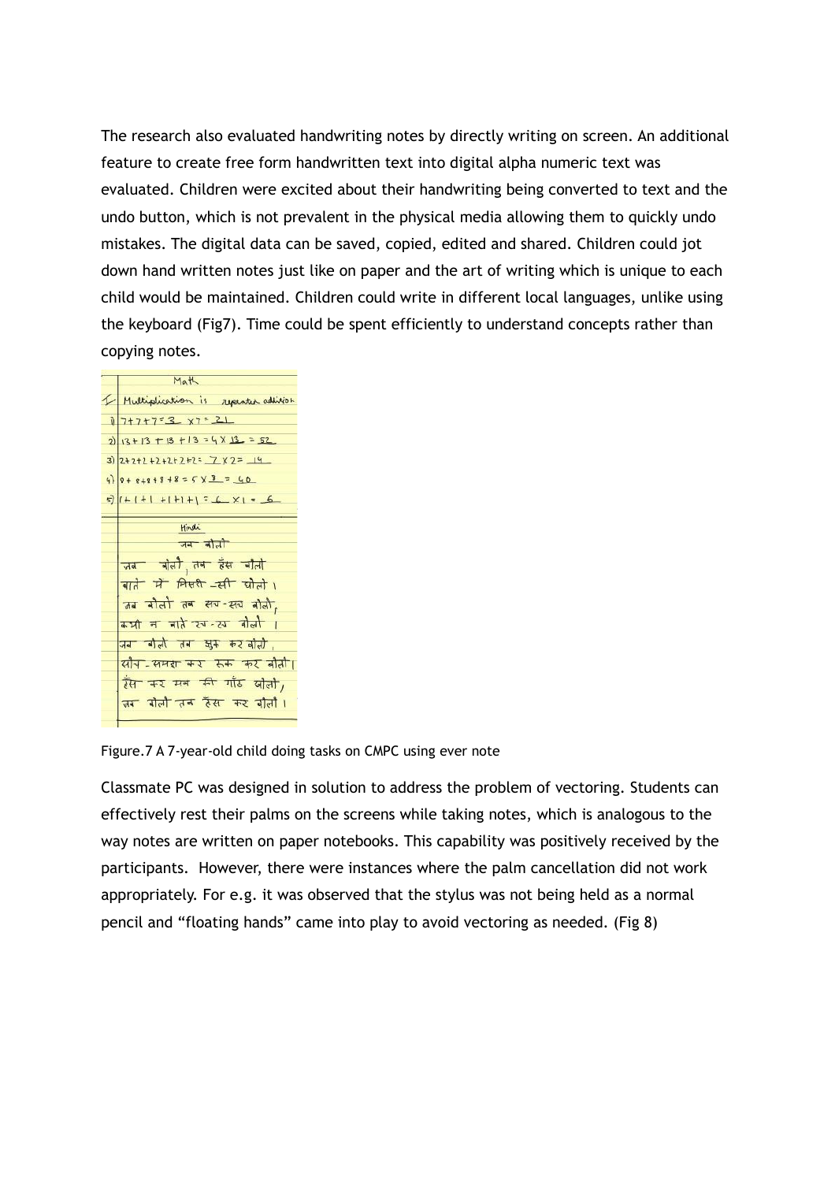The research also evaluated handwriting notes by directly writing on screen. An additional feature to create free form handwritten text into digital alpha numeric text was evaluated. Children were excited about their handwriting being converted to text and the undo button, which is not prevalent in the physical media allowing them to quickly undo mistakes. The digital data can be saved, copied, edited and shared. Children could jot down hand written notes just like on paper and the art of writing which is unique to each child would be maintained. Children could write in different local languages, unlike using the keyboard (Fig7). Time could be spent efficiently to understand concepts rather than copying notes.

Figure.7 A 7-year-old child doing tasks on CMPC using ever note

Classmate PC was designed in solution to address the problem of vectoring. Students can effectively rest their palms on the screens while taking notes, which is analogous to the way notes are written on paper notebooks. This capability was positively received by the participants. However, there were instances where the palm cancellation did not work appropriately. For e.g. it was observed that the stylus was not being held as a normal pencil and “floating hands” came into play to avoid vectoring as needed. (Fig 8)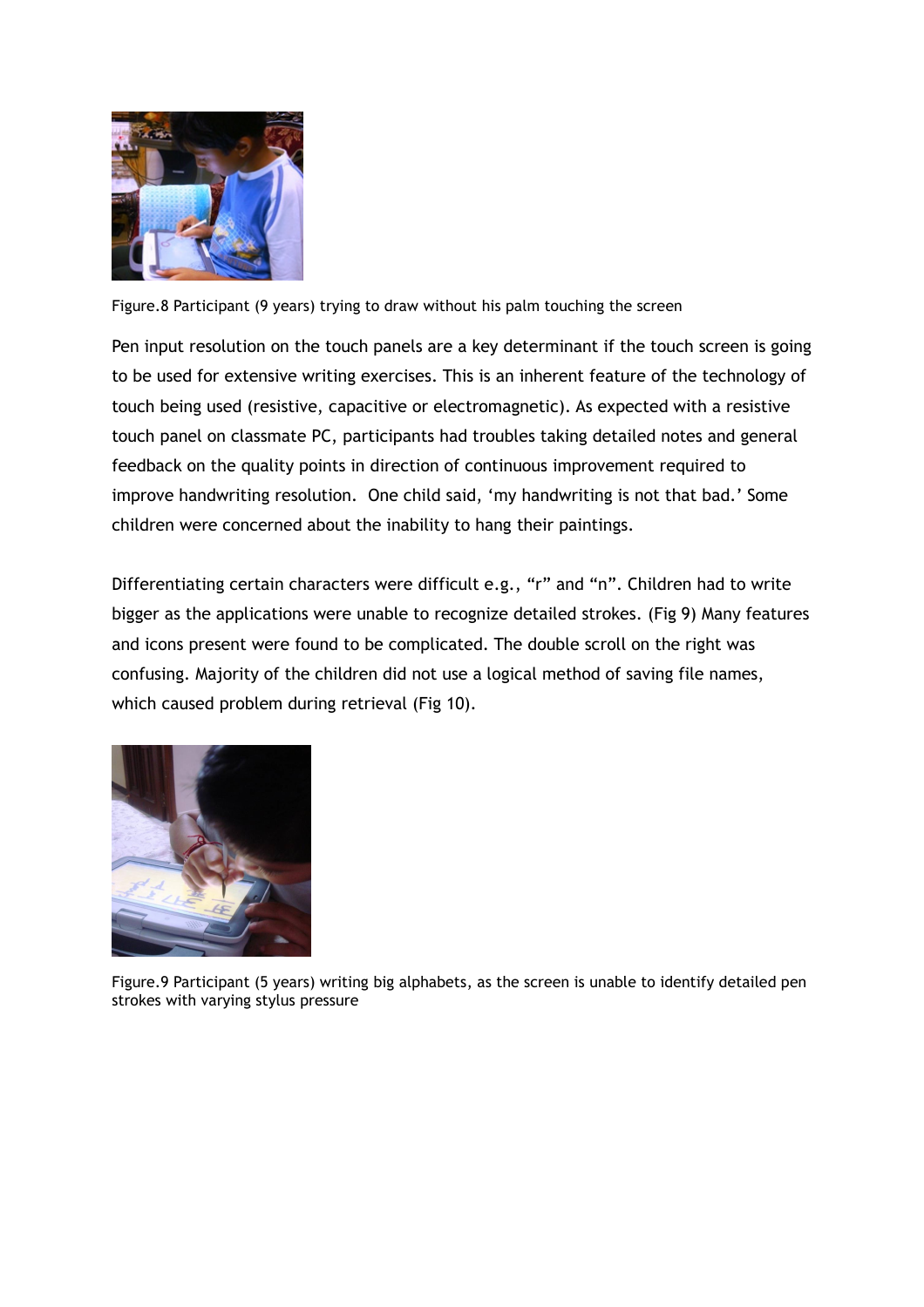Figure.8 Participant (9 years) trying to draw without his palm touching the screen

Pen input resolution on the touch panels are a key determinant if the touch screen is going to be used for extensive writing exercises. This is an inherent feature of the technology of touch being used (resistive, capacitive or electromagnetic). As expected with a resistive touch panel on classmate PC, participants had troubles taking detailed notes and general feedback on the quality points in direction of continuous improvement required to improve handwriting resolution.  One child said, 'my handwriting is not that bad.' Some children were concerned about the inability to hang their paintings.

Differentiating certain characters were difficult e.g., "r" and "n". Children had to write bigger as the applications were unable to recognize detailed strokes. (Fig 9) Many features and icons present were found to be complicated. The double scroll on the right was confusing. Majority of the children did not use a logical method of saving file names, which caused problem during retrieval (Fig 10).

Figure.9 Participant (5 years) writing big alphabets, as the screen is unable to identify detailed pen strokes with varying stylus pressure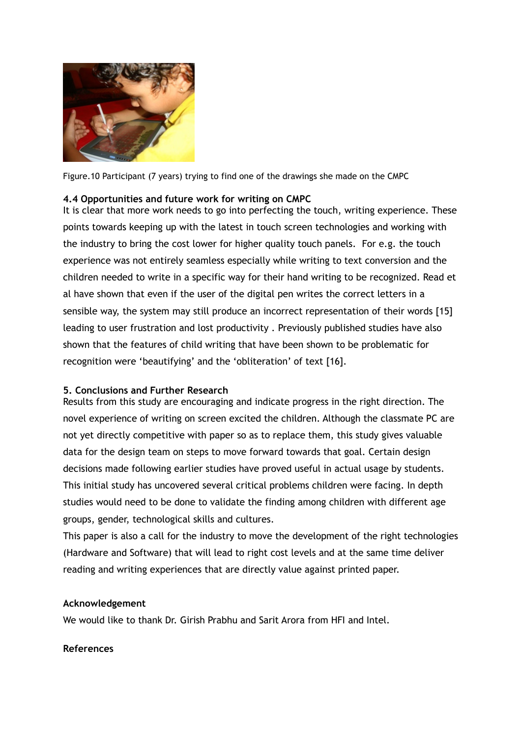Figure.10 Participant (7 years) trying to find one of the drawings she made on the CMPC

### 4.4 Opportunities and future work for writing on CMPC

It is clear that more work needs to go into perfecting the touch, writing experience. These points towards keeping up with the latest in touch screen technologies and working with the industry to bring the cost lower for higher quality touch panels. For e.g. the touch experience was not entirely seamless especially while writing to text conversion and the children needed to write in a specific way for their hand writing to be recognized. Read et al have shown that even if the user of the digital pen writes the correct letters in a sensible way, the system may still produce an incorrect representation of their words [15] leading to user frustration and lost productivity . Previously published studies have also shown that the features of child writing that have been shown to be problematic for recognition were 'beautifying' and the 'obliteration' of text [16].

## 5. Conclusions and Further Research

Results from this study are encouraging and indicate progress in the right direction. The novel experience of writing on screen excited the children. Although the classmate PC are not yet directly competitive with paper so as to replace them, this study gives valuable data for the design team on steps to move forward towards that goal. Certain design decisions made following earlier studies have proved useful in actual usage by students. This initial study has uncovered several critical problems children were facing. In depth studies would need to be done to validate the finding among children with different age groups, gender, technological skills and cultures.

This paper is also a call for the industry to move the development of the right technologies (Hardware and Software) that will lead to right cost levels and at the same time deliver reading and writing experiences that are directly value against printed paper.

## Acknowledgement

We would like to thank Dr. Girish Prabhu and Sarit Arora from HFI and Intel.

## References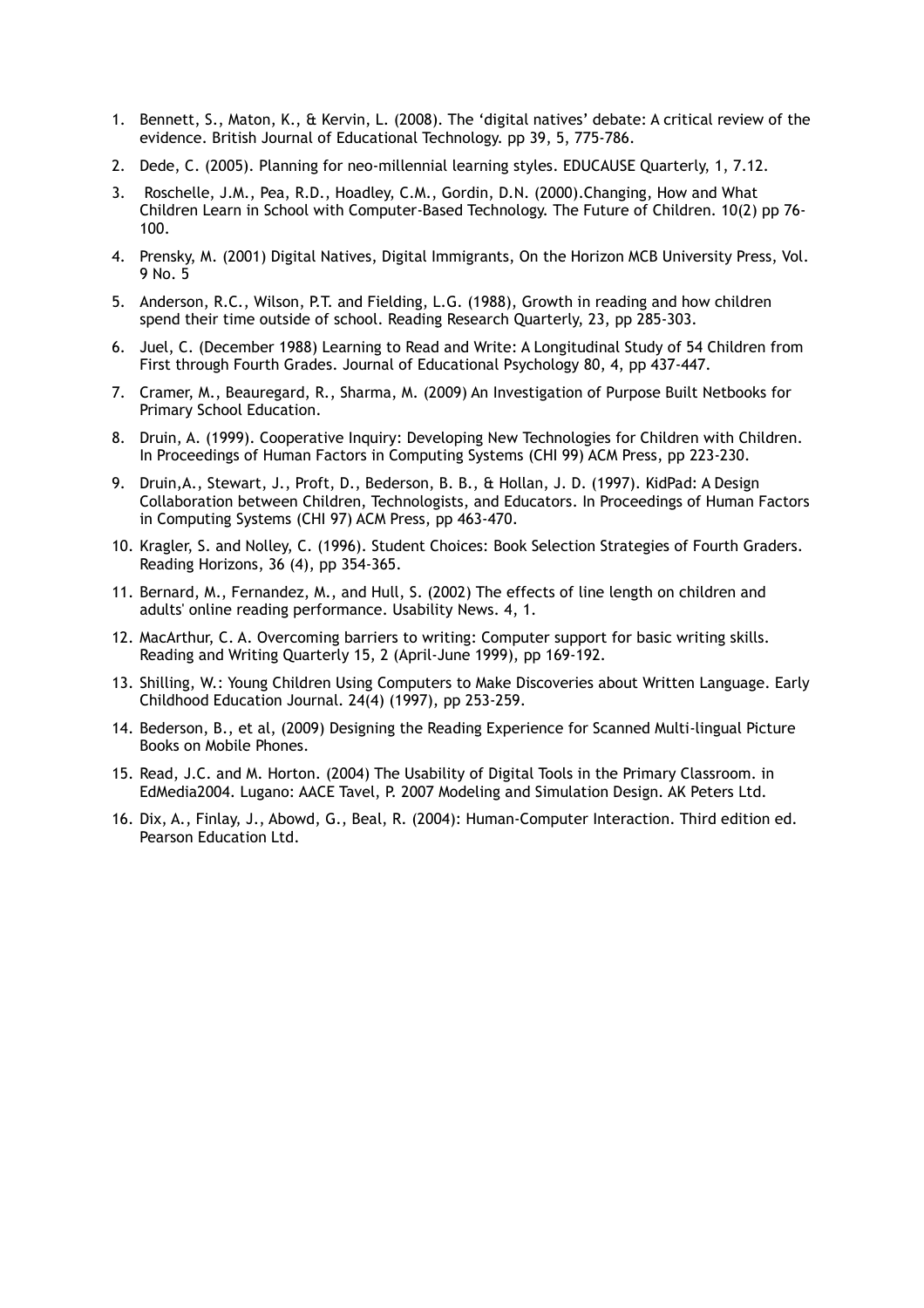1. Bennett, S., Maton, K., & Kervin, L. (2008). The 'digital natives' debate: A critical review of the evidence. British Journal of Educational Technology. pp 39, 5, 775-786.
2. Dede, C. (2005). Planning for neo-millennial learning styles. EDUCAUSE Quarterly, 1, 7.12.
3. Roschelle, J.M., Pea, R.D., Hoadley, C.M., Gordin, D.N. (2000).Changing, How and What Children Learn in School with Computer-Based Technology. The Future of Children. 10(2) pp 76-100.
4. Prensky, M. (2001) Digital Natives, Digital Immigrants, On the Horizon MCB University Press, Vol. 9 No. 5
5. Anderson, R.C., Wilson, P.T. and Fielding, L.G. (1988), Growth in reading and how children spend their time outside of school. Reading Research Quarterly, 23, pp 285-303.
6. Juel, C. (December 1988) Learning to Read and Write: A Longitudinal Study of 54 Children from First through Fourth Grades. Journal of Educational Psychology 80, 4, pp 437-447.
7. Cramer, M., Beauregard, R., Sharma, M. (2009) An Investigation of Purpose Built Netbooks for Primary School Education.
8. Druin, A. (1999). Cooperative Inquiry: Developing New Technologies for Children with Children. In Proceedings of Human Factors in Computing Systems (CHI 99) ACM Press, pp 223-230.
9. Druin,A., Stewart, J., Proft, D., Bederson, B. B., & Hollan, J. D. (1997). KidPad: A Design Collaboration between Children, Technologists, and Educators. In Proceedings of Human Factors in Computing Systems (CHI 97) ACM Press, pp 463-470.
10. Kragler, S. and Nolley, C. (1996). Student Choices: Book Selection Strategies of Fourth Graders. Reading Horizons, 36 (4), pp 354-365.
11. Bernard, M., Fernandez, M., and Hull, S. (2002) The effects of line length on children and adults' online reading performance. Usability News. 4, 1.
12. MacArthur, C. A. Overcoming barriers to writing: Computer support for basic writing skills. Reading and Writing Quarterly 15, 2 (April-June 1999), pp 169-192.
13. Shilling, W.: Young Children Using Computers to Make Discoveries about Written Language. Early Childhood Education Journal. 24(4) (1997), pp 253-259.
14. Bederson, B., et al, (2009) Designing the Reading Experience for Scanned Multi-lingual Picture Books on Mobile Phones.
15. Read, J.C. and M. Horton. (2004) The Usability of Digital Tools in the Primary Classroom. in EdMedia2004. Lugano: AACE Tavel, P. 2007 Modeling and Simulation Design. AK Peters Ltd.
16. Dix, A., Finlay, J., Abowd, G., Beal, R. (2004): Human-Computer Interaction. Third edition ed. Pearson Education Ltd.